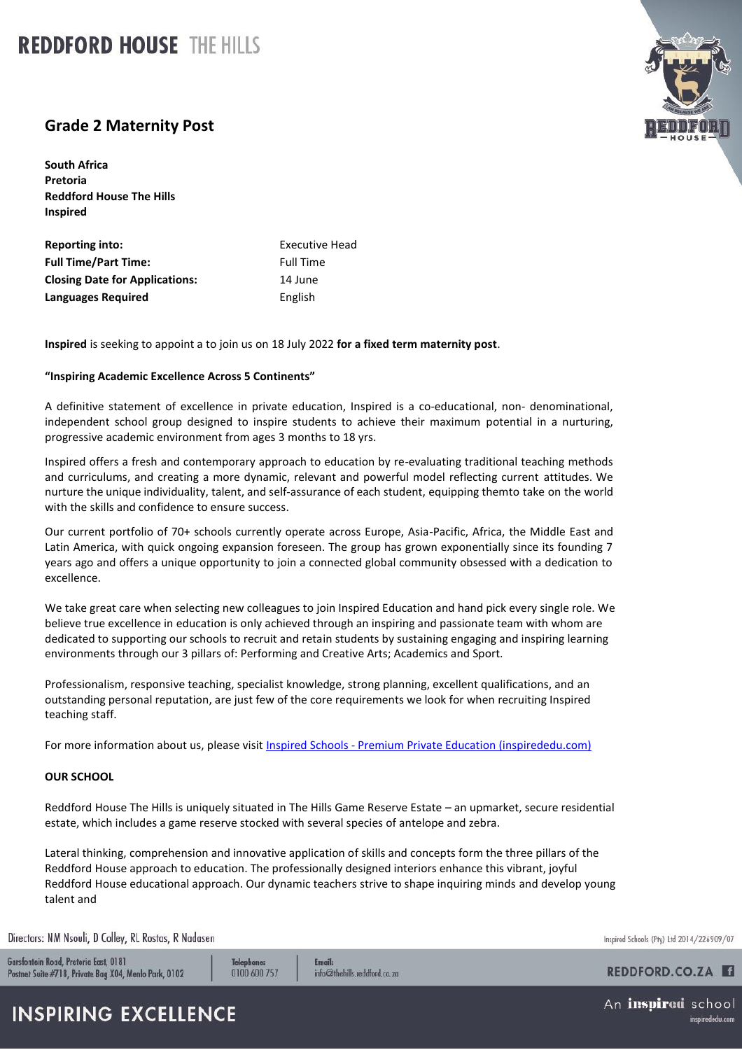# REDDFORD HOUSE THE HILLS

## Grade 2 Maternity Post

**South Africa**
**Pretoria**
**Reddford House The Hills**
**Inspired**

| | |
|---|---|
| **Reporting into:** | Executive Head |
| **Full Time/Part Time:** | Full Time |
| **Closing Date for Applications:** | 14 June |
| **Languages Required** | English |

**Inspired** is seeking to appoint a to join us on 18 July 2022 **for a fixed term maternity post**.

**"Inspiring Academic Excellence Across 5 Continents"**

A definitive statement of excellence in private education, Inspired is a co-educational, non- denominational, independent school group designed to inspire students to achieve their maximum potential in a nurturing, progressive academic environment from ages 3 months to 18 yrs.

Inspired offers a fresh and contemporary approach to education by re-evaluating traditional teaching methods and curriculums, and creating a more dynamic, relevant and powerful model reflecting current attitudes. We nurture the unique individuality, talent, and self-assurance of each student, equipping themto take on the world with the skills and confidence to ensure success.

Our current portfolio of 70+ schools currently operate across Europe, Asia-Pacific, Africa, the Middle East and Latin America, with quick ongoing expansion foreseen. The group has grown exponentially since its founding 7 years ago and offers a unique opportunity to join a connected global community obsessed with a dedication to excellence.

We take great care when selecting new colleagues to join Inspired Education and hand pick every single role. We believe true excellence in education is only achieved through an inspiring and passionate team with whom are dedicated to supporting our schools to recruit and retain students by sustaining engaging and inspiring learning environments through our 3 pillars of: Performing and Creative Arts; Academics and Sport.

Professionalism, responsive teaching, specialist knowledge, strong planning, excellent qualifications, and an outstanding personal reputation, are just few of the core requirements we look for when recruiting Inspired teaching staff.

For more information about us, please visit [Inspired Schools - Premium Private Education (inspirededu.com)](inspirededu.com)

**OUR SCHOOL**

Reddford House The Hills is uniquely situated in The Hills Game Reserve Estate – an upmarket, secure residential estate, which includes a game reserve stocked with several species of antelope and zebra.

Lateral thinking, comprehension and innovative application of skills and concepts form the three pillars of the Reddford House approach to education. The professionally designed interiors enhance this vibrant, joyful Reddford House educational approach. Our dynamic teachers strive to shape inquiring minds and develop young talent and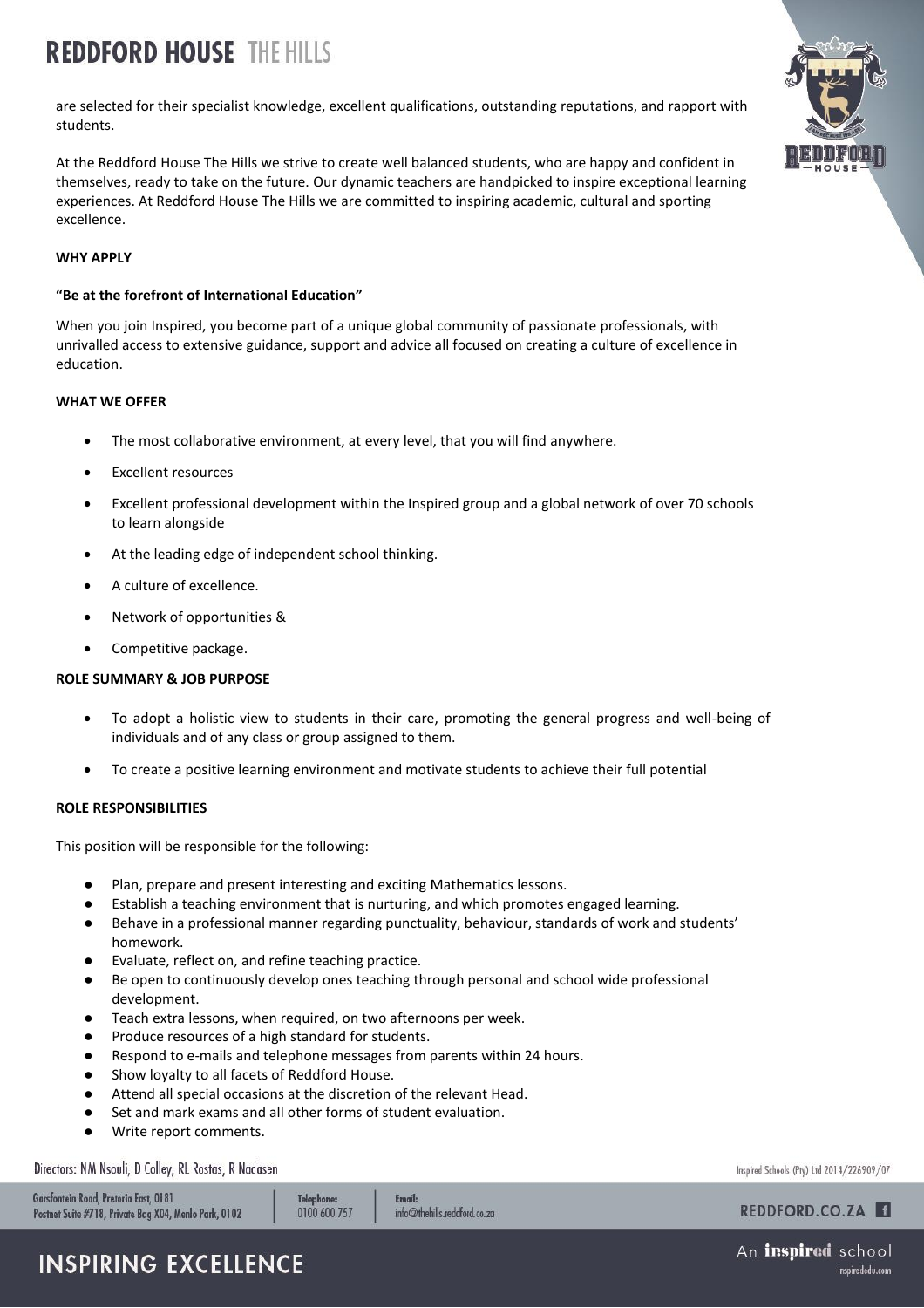are selected for their specialist knowledge, excellent qualifications, outstanding reputations, and rapport with students.

At the Reddford House The Hills we strive to create well balanced students, who are happy and confident in themselves, ready to take on the future. Our dynamic teachers are handpicked to inspire exceptional learning experiences. At Reddford House The Hills we are committed to inspiring academic, cultural and sporting excellence.

**WHY APPLY**

**"Be at the forefront of International Education"**

When you join Inspired, you become part of a unique global community of passionate professionals, with unrivalled access to extensive guidance, support and advice all focused on creating a culture of excellence in education.

**WHAT WE OFFER**

- The most collaborative environment, at every level, that you will find anywhere.
- Excellent resources
- Excellent professional development within the Inspired group and a global network of over 70 schools to learn alongside
- At the leading edge of independent school thinking.
- A culture of excellence.
- Network of opportunities &
- Competitive package.

**ROLE SUMMARY & JOB PURPOSE**

- To adopt a holistic view to students in their care, promoting the general progress and well-being of individuals and of any class or group assigned to them.
- To create a positive learning environment and motivate students to achieve their full potential

**ROLE RESPONSIBILITIES**

This position will be responsible for the following:

- Plan, prepare and present interesting and exciting Mathematics lessons.
- Establish a teaching environment that is nurturing, and which promotes engaged learning.
- Behave in a professional manner regarding punctuality, behaviour, standards of work and students' homework.
- Evaluate, reflect on, and refine teaching practice.
- Be open to continuously develop ones teaching through personal and school wide professional development.
- Teach extra lessons, when required, on two afternoons per week.
- Produce resources of a high standard for students.
- Respond to e-mails and telephone messages from parents within 24 hours.
- Show loyalty to all facets of Reddford House.
- Attend all special occasions at the discretion of the relevant Head.
- Set and mark exams and all other forms of student evaluation.
- Write report comments.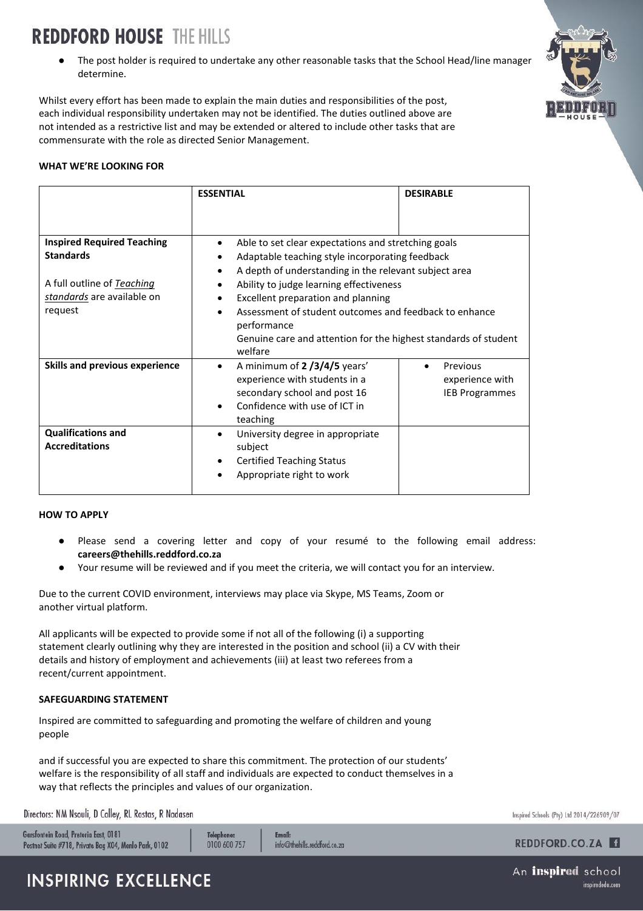- The post holder is required to undertake any other reasonable tasks that the School Head/line manager determine.

Whilst every effort has been made to explain the main duties and responsibilities of the post, each individual responsibility undertaken may not be identified. The duties outlined above are not intended as a restrictive list and may be extended or altered to include other tasks that are commensurate with the role as directed Senior Management.

**WHAT WE'RE LOOKING FOR**

| | **ESSENTIAL** | **DESIRABLE** |
|---|---|---|
| **Inspired Required Teaching Standards**<br><br>A full outline of *Teaching standards* are available on request | • Able to set clear expectations and stretching goals<br>• Adaptable teaching style incorporating feedback<br>• A depth of understanding in the relevant subject area<br>• Ability to judge learning effectiveness<br>• Excellent preparation and planning<br>• Assessment of student outcomes and feedback to enhance performance<br>Genuine care and attention for the highest standards of student welfare | |
| **Skills and previous experience** | • A minimum of **2 /3/4/5** years' experience with students in a secondary school and post 16<br>• Confidence with use of ICT in teaching | • Previous experience with IEB Programmes |
| **Qualifications and Accreditations** | • University degree in appropriate subject<br>• Certified Teaching Status<br>• Appropriate right to work | |

**HOW TO APPLY**

- Please send a covering letter and copy of your resumé to the following email address: **careers@thehills.reddford.co.za**
- Your resume will be reviewed and if you meet the criteria, we will contact you for an interview.

Due to the current COVID environment, interviews may place via Skype, MS Teams, Zoom or another virtual platform.

All applicants will be expected to provide some if not all of the following (i) a supporting statement clearly outlining why they are interested in the position and school (ii) a CV with their details and history of employment and achievements (iii) at least two referees from a recent/current appointment.

**SAFEGUARDING STATEMENT**

Inspired are committed to safeguarding and promoting the welfare of children and young people

and if successful you are expected to share this commitment. The protection of our students' welfare is the responsibility of all staff and individuals are expected to conduct themselves in a way that reflects the principles and values of our organization.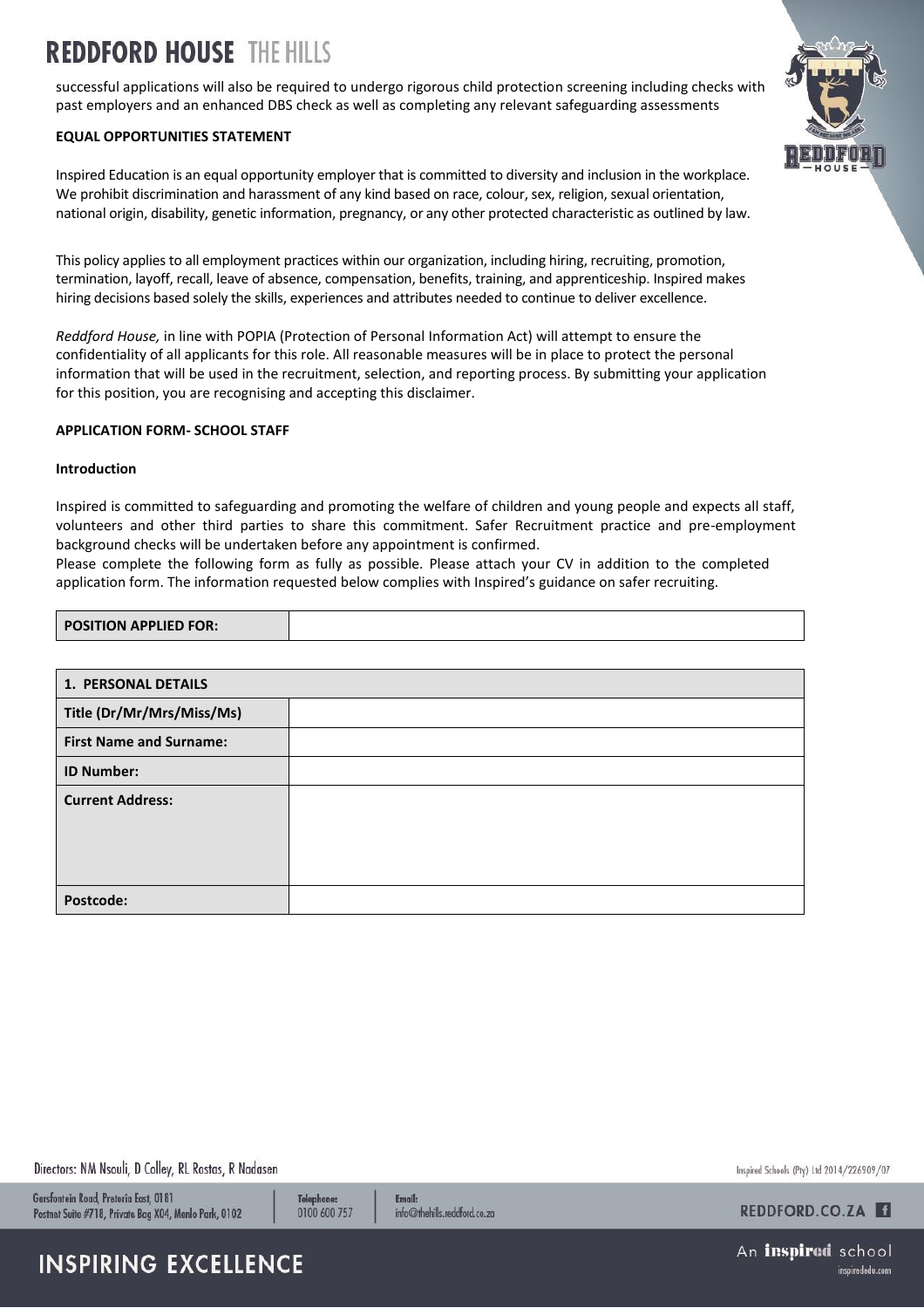successful applications will also be required to undergo rigorous child protection screening including checks with past employers and an enhanced DBS check as well as completing any relevant safeguarding assessments

**EQUAL OPPORTUNITIES STATEMENT**

Inspired Education is an equal opportunity employer that is committed to diversity and inclusion in the workplace. We prohibit discrimination and harassment of any kind based on race, colour, sex, religion, sexual orientation, national origin, disability, genetic information, pregnancy, or any other protected characteristic as outlined by law.

This policy applies to all employment practices within our organization, including hiring, recruiting, promotion, termination, layoff, recall, leave of absence, compensation, benefits, training, and apprenticeship. Inspired makes hiring decisions based solely the skills, experiences and attributes needed to continue to deliver excellence.

*Reddford House,* in line with POPIA (Protection of Personal Information Act) will attempt to ensure the confidentiality of all applicants for this role. All reasonable measures will be in place to protect the personal information that will be used in the recruitment, selection, and reporting process. By submitting your application for this position, you are recognising and accepting this disclaimer.

**APPLICATION FORM- SCHOOL STAFF**

**Introduction**

Inspired is committed to safeguarding and promoting the welfare of children and young people and expects all staff, volunteers and other third parties to share this commitment. Safer Recruitment practice and pre-employment background checks will be undertaken before any appointment is confirmed.
Please complete the following form as fully as possible. Please attach your CV in addition to the completed application form. The information requested below complies with Inspired's guidance on safer recruiting.

| **POSITION APPLIED FOR:** | |
|---|---|

| **1. PERSONAL DETAILS** | |
|---|---|
| **Title (Dr/Mr/Mrs/Miss/Ms)** | |
| **First Name and Surname:** | |
| **ID Number:** | |
| **Current Address:** | |
| **Postcode:** | |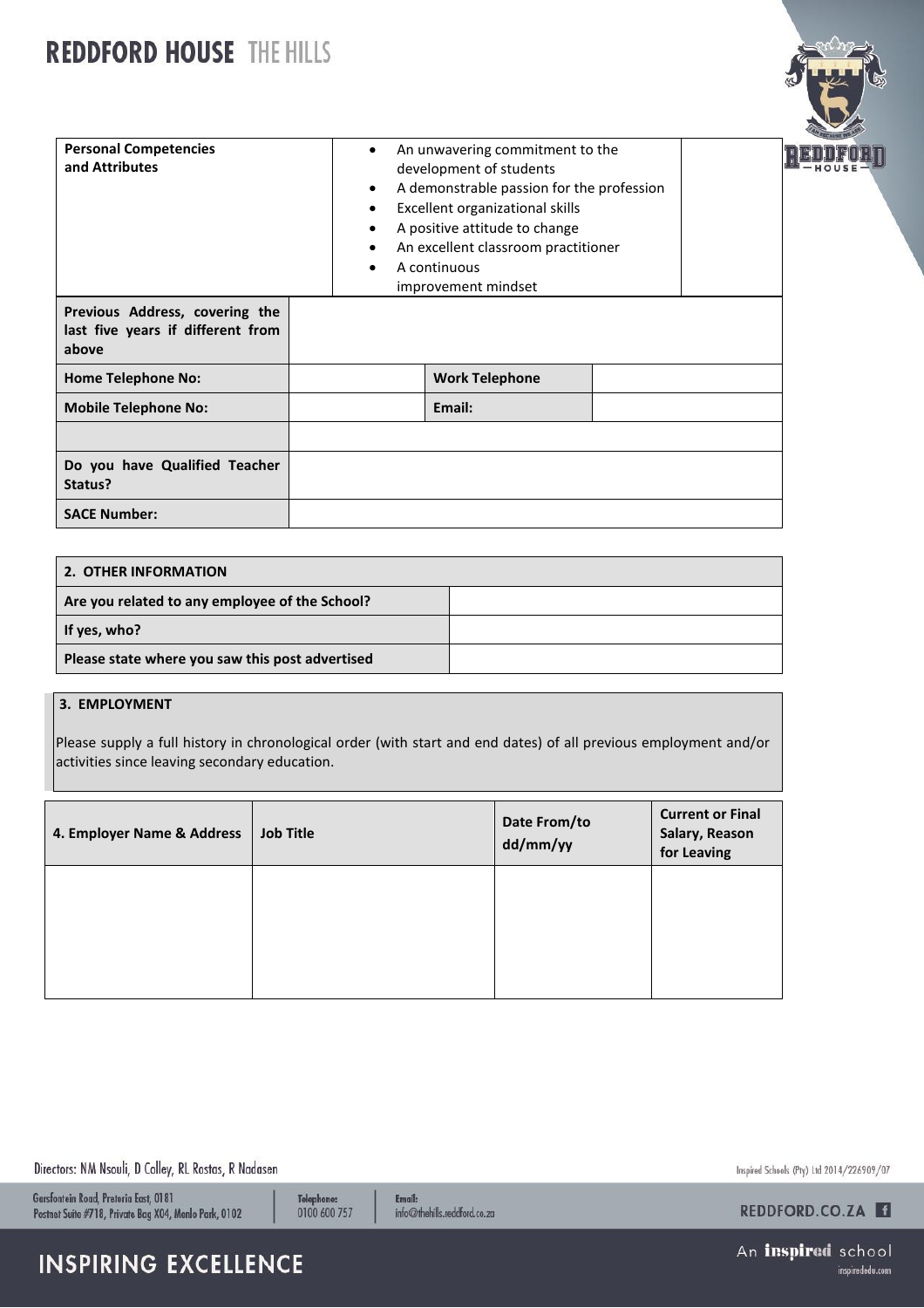| Personal Competencies and Attributes | • An unwavering commitment to the development of students<br>• A demonstrable passion for the profession<br>• Excellent organizational skills<br>• A positive attitude to change<br>• An excellent classroom practitioner<br>• A continuous improvement mindset | |
|---|---|---|

| **Previous Address, covering the last five years if different from above** | | | |
|---|---|---|---|
| **Home Telephone No:** | | **Work Telephone** | |
| **Mobile Telephone No:** | | **Email:** | |
| | | | |
| **Do you have Qualified Teacher Status?** | | | |
| **SACE Number:** | | | |

| **2. OTHER INFORMATION** | |
|---|---|
| **Are you related to any employee of the School?** | |
| **If yes, who?** | |
| **Please state where you saw this post advertised** | |

**3. EMPLOYMENT**

Please supply a full history in chronological order (with start and end dates) of all previous employment and/or activities since leaving secondary education.

| 4. Employer Name & Address | Job Title | Date From/to dd/mm/yy | Current or Final Salary, Reason for Leaving |
|---|---|---|---|
| | | | |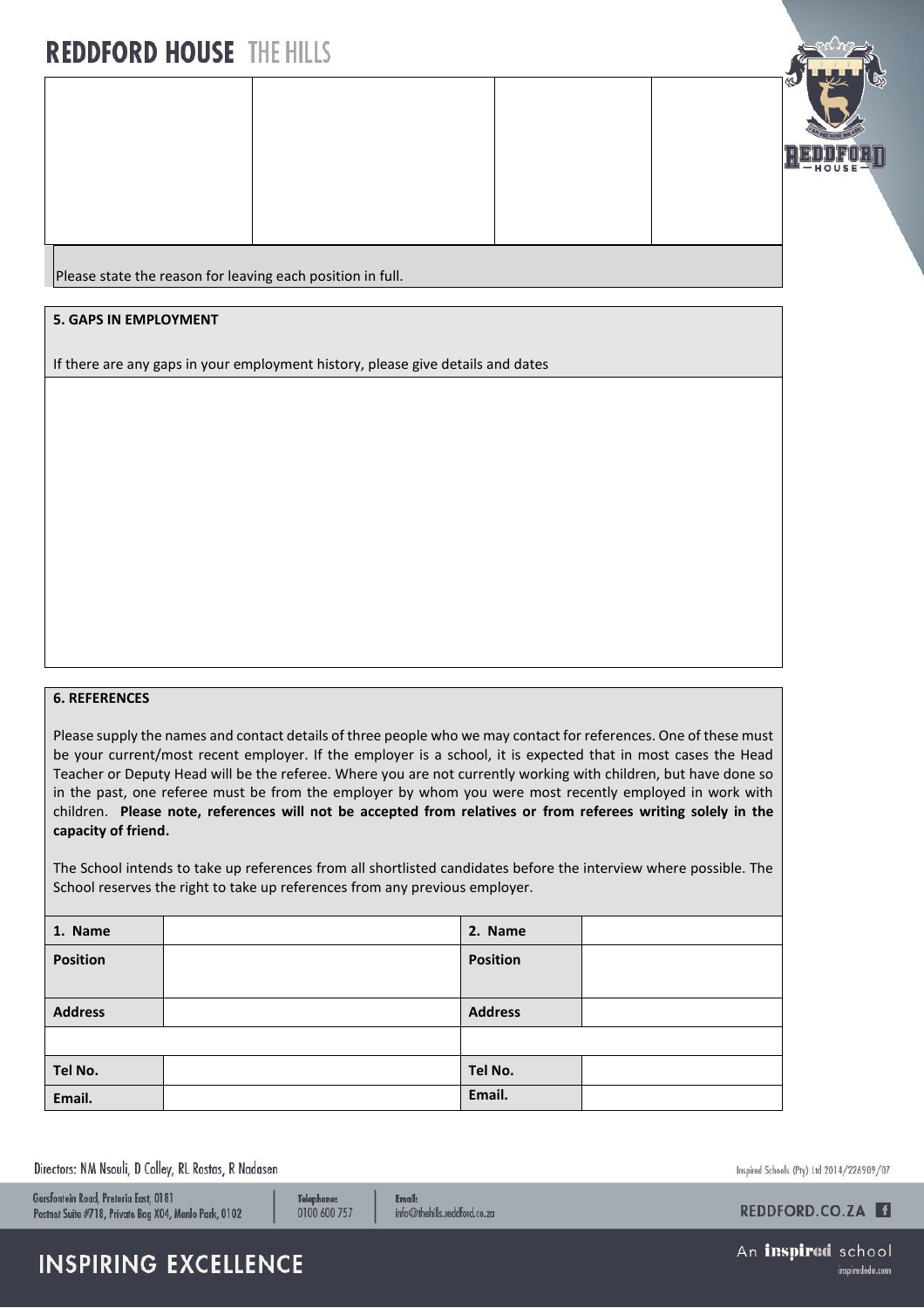|  |  |  |  |
| --- | --- | --- | --- |
|  |  |  |  |

Please state the reason for leaving each position in full.

**5. GAPS IN EMPLOYMENT**

If there are any gaps in your employment history, please give details and dates

|  |
| --- |
|  |

**6. REFERENCES**

Please supply the names and contact details of three people who we may contact for references. One of these must be your current/most recent employer. If the employer is a school, it is expected that in most cases the Head Teacher or Deputy Head will be the referee. Where you are not currently working with children, but have done so in the past, one referee must be from the employer by whom you were most recently employed in work with children. **Please note, references will not be accepted from relatives or from referees writing solely in the capacity of friend.**

The School intends to take up references from all shortlisted candidates before the interview where possible. The School reserves the right to take up references from any previous employer.

| **1. Name** |  | **2. Name** |  |
| --- | --- | --- | --- |
| **Position** |  | **Position** |  |
| **Address** |  | **Address** |  |
|  |  |  |  |
| **Tel No.** |  | **Tel No.** |  |
| **Email.** |  | **Email.** |  |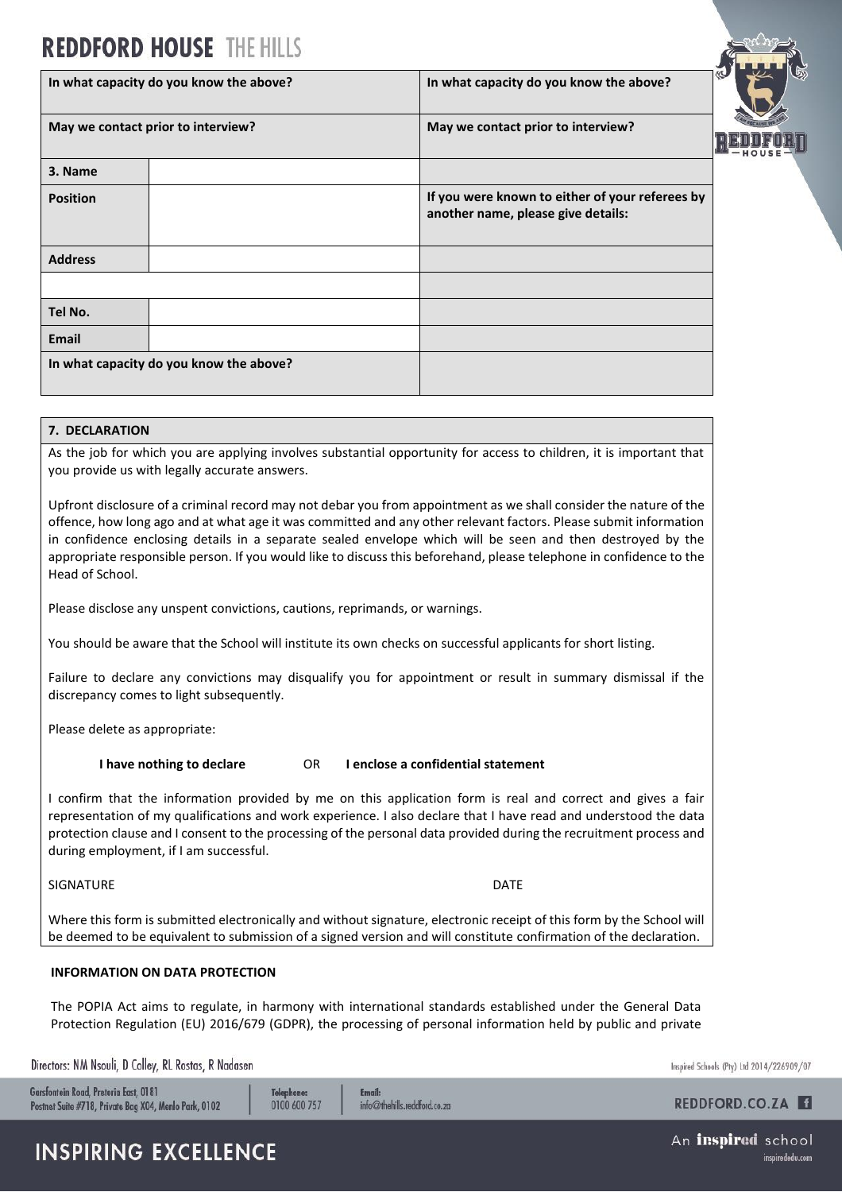| In what capacity do you know the above? | | In what capacity do you know the above? |
|---|---|---|
| May we contact prior to interview? | | May we contact prior to interview? |
| 3. Name | | |
| Position | | If you were known to either of your referees by another name, please give details: |
| Address | | |
| | | |
| Tel No. | | |
| Email | | |
| In what capacity do you know the above? | | |

## 7. DECLARATION

As the job for which you are applying involves substantial opportunity for access to children, it is important that you provide us with legally accurate answers.

Upfront disclosure of a criminal record may not debar you from appointment as we shall consider the nature of the offence, how long ago and at what age it was committed and any other relevant factors. Please submit information in confidence enclosing details in a separate sealed envelope which will be seen and then destroyed by the appropriate responsible person. If you would like to discuss this beforehand, please telephone in confidence to the Head of School.

Please disclose any unspent convictions, cautions, reprimands, or warnings.

You should be aware that the School will institute its own checks on successful applicants for short listing.

Failure to declare any convictions may disqualify you for appointment or result in summary dismissal if the discrepancy comes to light subsequently.

Please delete as appropriate:

**I have nothing to declare** OR **I enclose a confidential statement**

I confirm that the information provided by me on this application form is real and correct and gives a fair representation of my qualifications and work experience. I also declare that I have read and understood the data protection clause and I consent to the processing of the personal data provided during the recruitment process and during employment, if I am successful.

SIGNATURE DATE

Where this form is submitted electronically and without signature, electronic receipt of this form by the School will be deemed to be equivalent to submission of a signed version and will constitute confirmation of the declaration.

**INFORMATION ON DATA PROTECTION**

The POPIA Act aims to regulate, in harmony with international standards established under the General Data Protection Regulation (EU) 2016/679 (GDPR), the processing of personal information held by public and private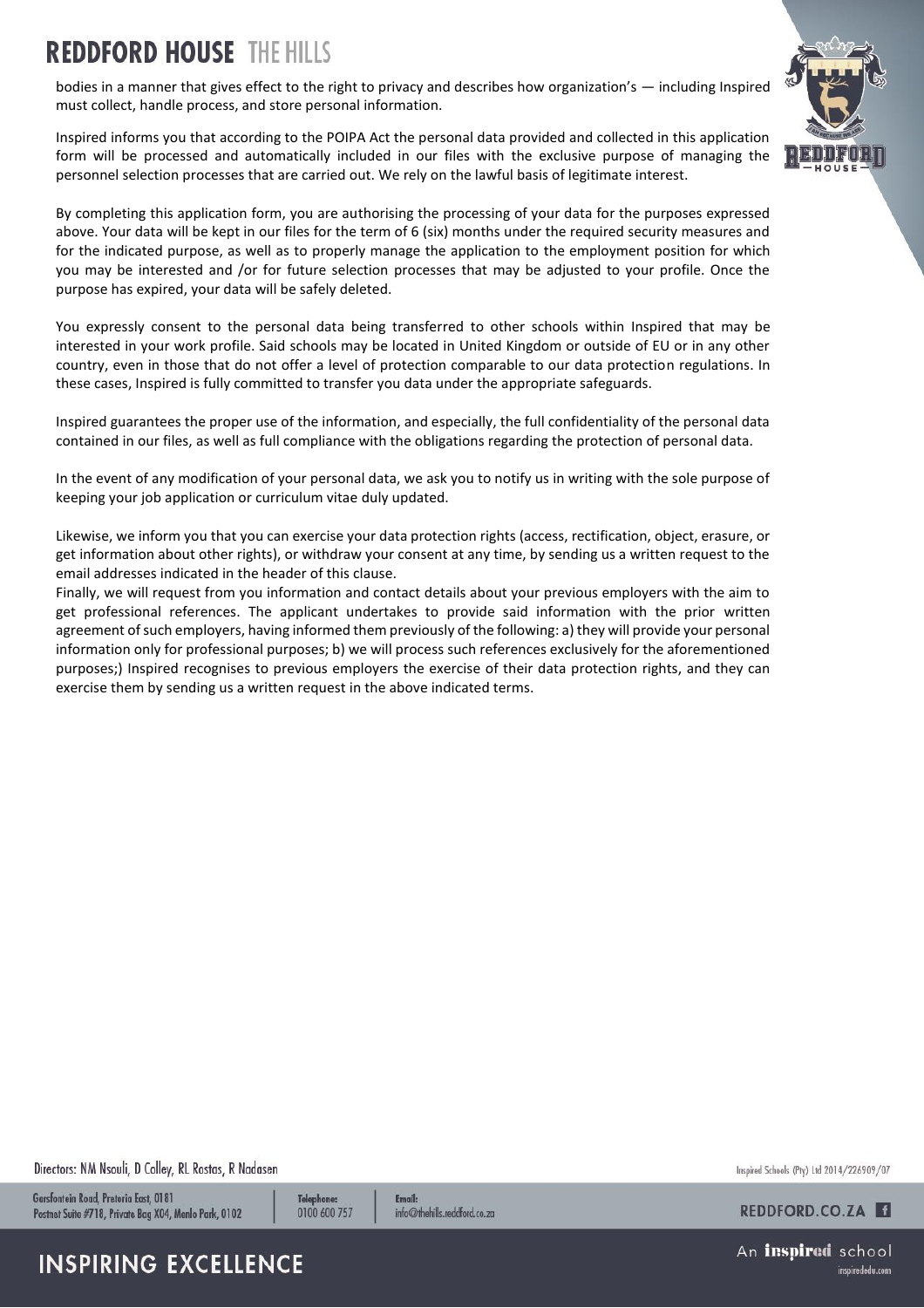bodies in a manner that gives effect to the right to privacy and describes how organization's — including Inspired must collect, handle process, and store personal information.

Inspired informs you that according to the POIPA Act the personal data provided and collected in this application form will be processed and automatically included in our files with the exclusive purpose of managing the personnel selection processes that are carried out. We rely on the lawful basis of legitimate interest.

By completing this application form, you are authorising the processing of your data for the purposes expressed above. Your data will be kept in our files for the term of 6 (six) months under the required security measures and for the indicated purpose, as well as to properly manage the application to the employment position for which you may be interested and /or for future selection processes that may be adjusted to your profile. Once the purpose has expired, your data will be safely deleted.

You expressly consent to the personal data being transferred to other schools within Inspired that may be interested in your work profile. Said schools may be located in United Kingdom or outside of EU or in any other country, even in those that do not offer a level of protection comparable to our data protection regulations. In these cases, Inspired is fully committed to transfer you data under the appropriate safeguards.

Inspired guarantees the proper use of the information, and especially, the full confidentiality of the personal data contained in our files, as well as full compliance with the obligations regarding the protection of personal data.

In the event of any modification of your personal data, we ask you to notify us in writing with the sole purpose of keeping your job application or curriculum vitae duly updated.

Likewise, we inform you that you can exercise your data protection rights (access, rectification, object, erasure, or get information about other rights), or withdraw your consent at any time, by sending us a written request to the email addresses indicated in the header of this clause.

Finally, we will request from you information and contact details about your previous employers with the aim to get professional references. The applicant undertakes to provide said information with the prior written agreement of such employers, having informed them previously of the following: a) they will provide your personal information only for professional purposes; b) we will process such references exclusively for the aforementioned purposes;) Inspired recognises to previous employers the exercise of their data protection rights, and they can exercise them by sending us a written request in the above indicated terms.